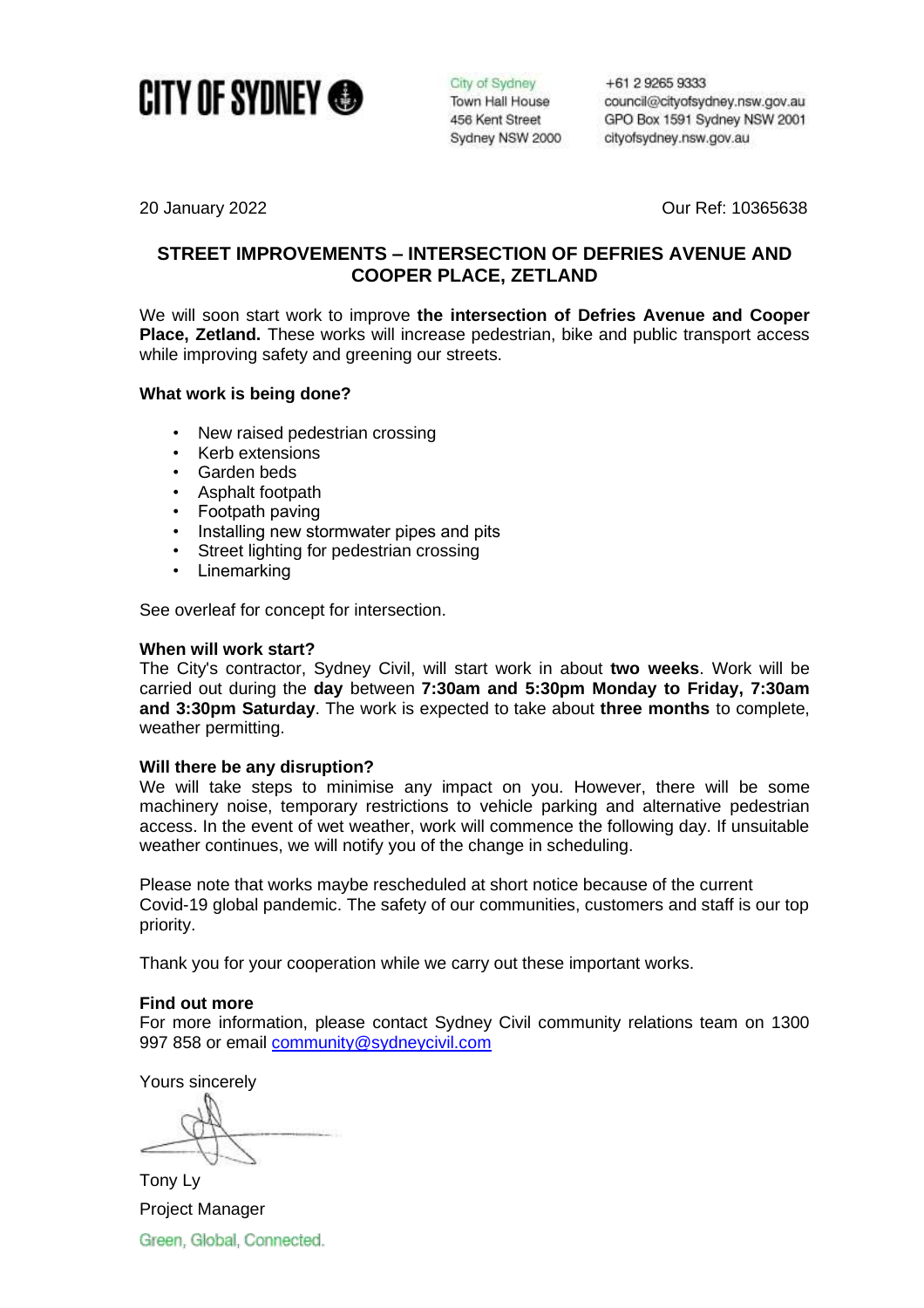**CITY OF SYDNEY**

City of Sydney
Town Hall House
456 Kent Street
Sydney NSW 2000

+61 2 9265 9333
council@cityofsydney.nsw.gov.au
GPO Box 1591 Sydney NSW 2001
cityofsydney.nsw.gov.au

20 January 2022

Our Ref: 10365638

## STREET IMPROVEMENTS – INTERSECTION OF DEFRIES AVENUE AND COOPER PLACE, ZETLAND

We will soon start work to improve **the intersection of Defries Avenue and Cooper Place, Zetland.** These works will increase pedestrian, bike and public transport access while improving safety and greening our streets.

**What work is being done?**

- New raised pedestrian crossing
- Kerb extensions
- Garden beds
- Asphalt footpath
- Footpath paving
- Installing new stormwater pipes and pits
- Street lighting for pedestrian crossing
- Linemarking

See overleaf for concept for intersection.

**When will work start?**
The City's contractor, Sydney Civil, will start work in about **two weeks**. Work will be carried out during the **day** between **7:30am and 5:30pm Monday to Friday, 7:30am and 3:30pm Saturday**. The work is expected to take about **three months** to complete, weather permitting.

**Will there be any disruption?**
We will take steps to minimise any impact on you. However, there will be some machinery noise, temporary restrictions to vehicle parking and alternative pedestrian access. In the event of wet weather, work will commence the following day. If unsuitable weather continues, we will notify you of the change in scheduling.

Please note that works maybe rescheduled at short notice because of the current Covid-19 global pandemic. The safety of our communities, customers and staff is our top priority.

Thank you for your cooperation while we carry out these important works.

**Find out more**
For more information, please contact Sydney Civil community relations team on 1300 997 858 or email community@sydneycivil.com

Yours sincerely

Tony Ly
Project Manager

Green, Global, Connected.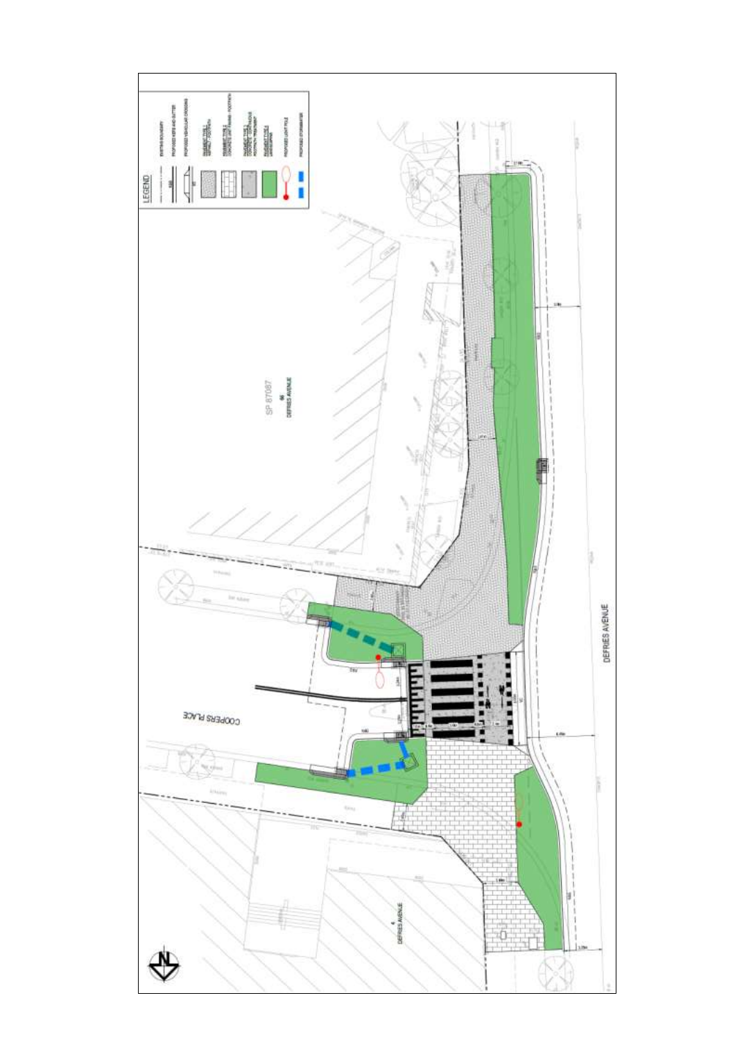LEGEND

EXISTING BOUNDARY

PROPOSED KERB AND GUTTER

PROPOSED VEHICULAR CROSSING

PAVEMENT TYPE 1 ASPHALT / FOOTPATH

PAVEMENT TYPE 2 CONCRETE UNIT PAVING - FOOTPATH

PAVEMENT TYPE 3 CONCRETE - CONTINUOUS FOOTPATH TREATMENT

PAVEMENT TYPE 4 LANDSCAPING

PROPOSED LIGHT POLE

PROPOSED STORMWATER

SP 87087

86 DEFRIES AVENUE

COOPERS PLACE

DEFRIES AVENUE

4 DEFRIES AVENUE